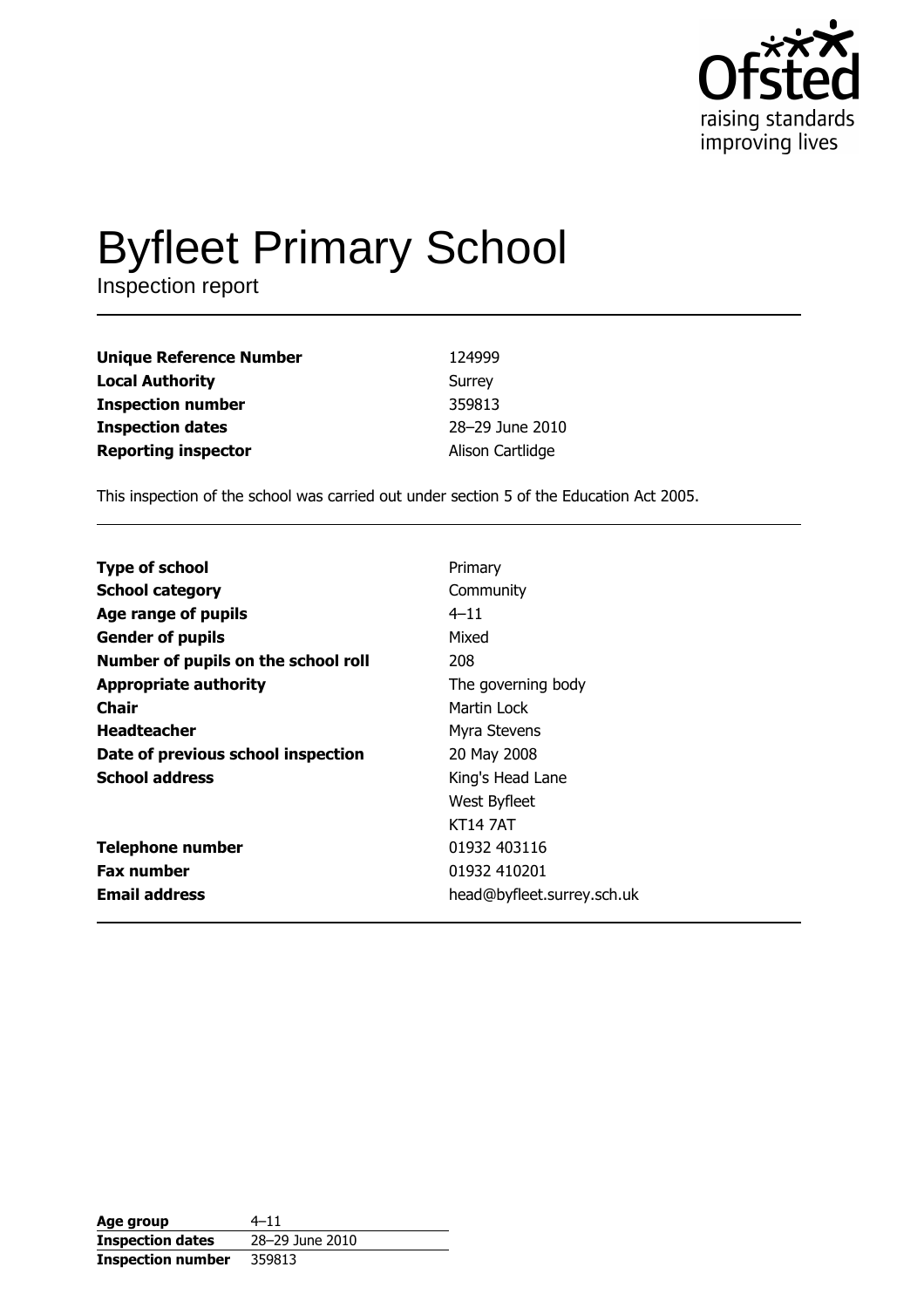# Byfleet Primary School

Inspection report

| | |
|---|---|
| **Unique Reference Number** | 124999 |
| **Local Authority** | Surrey |
| **Inspection number** | 359813 |
| **Inspection dates** | 28–29 June 2010 |
| **Reporting inspector** | Alison Cartlidge |

This inspection of the school was carried out under section 5 of the Education Act 2005.

| | |
|---|---|
| **Type of school** | Primary |
| **School category** | Community |
| **Age range of pupils** | 4–11 |
| **Gender of pupils** | Mixed |
| **Number of pupils on the school roll** | 208 |
| **Appropriate authority** | The governing body |
| **Chair** | Martin Lock |
| **Headteacher** | Myra Stevens |
| **Date of previous school inspection** | 20 May 2008 |
| **School address** | King's Head Lane<br>West Byfleet<br>KT14 7AT |
| **Telephone number** | 01932 403116 |
| **Fax number** | 01932 410201 |
| **Email address** | head@byfleet.surrey.sch.uk |

| | |
|---|---|
| **Age group** | 4–11 |
| **Inspection dates** | 28–29 June 2010 |
| **Inspection number** | 359813 |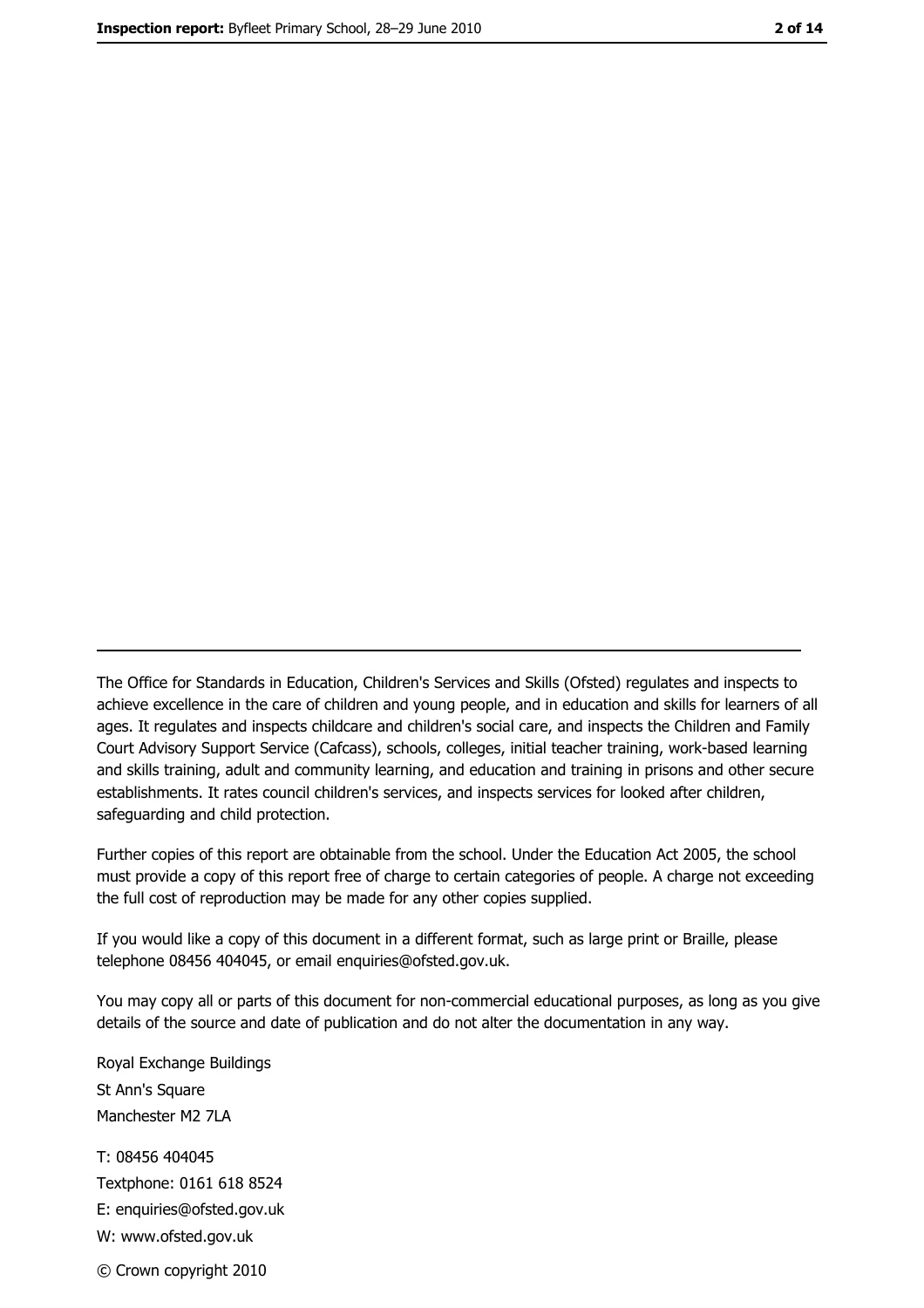The Office for Standards in Education, Children's Services and Skills (Ofsted) regulates and inspects to achieve excellence in the care of children and young people, and in education and skills for learners of all ages. It regulates and inspects childcare and children's social care, and inspects the Children and Family Court Advisory Support Service (Cafcass), schools, colleges, initial teacher training, work-based learning and skills training, adult and community learning, and education and training in prisons and other secure establishments. It rates council children's services, and inspects services for looked after children, safeguarding and child protection.

Further copies of this report are obtainable from the school. Under the Education Act 2005, the school must provide a copy of this report free of charge to certain categories of people. A charge not exceeding the full cost of reproduction may be made for any other copies supplied.

If you would like a copy of this document in a different format, such as large print or Braille, please telephone 08456 404045, or email enquiries@ofsted.gov.uk.

You may copy all or parts of this document for non-commercial educational purposes, as long as you give details of the source and date of publication and do not alter the documentation in any way.

Royal Exchange Buildings
St Ann's Square
Manchester M2 7LA

T: 08456 404045
Textphone: 0161 618 8524
E: enquiries@ofsted.gov.uk
W: www.ofsted.gov.uk

© Crown copyright 2010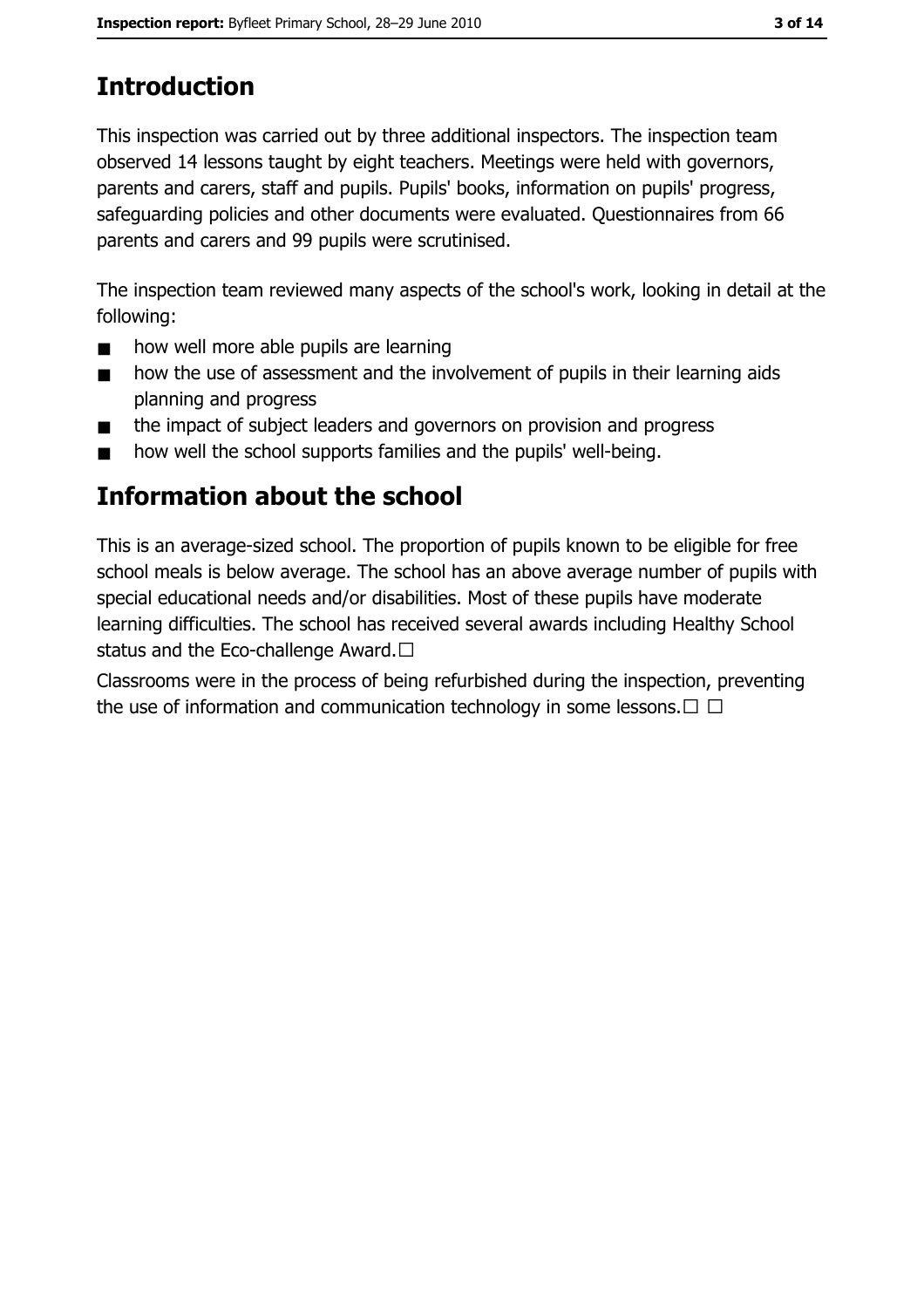# Introduction

This inspection was carried out by three additional inspectors. The inspection team observed 14 lessons taught by eight teachers. Meetings were held with governors, parents and carers, staff and pupils. Pupils' books, information on pupils' progress, safeguarding policies and other documents were evaluated. Questionnaires from 66 parents and carers and 99 pupils were scrutinised.

The inspection team reviewed many aspects of the school's work, looking in detail at the following:

- how well more able pupils are learning
- how the use of assessment and the involvement of pupils in their learning aids planning and progress
- the impact of subject leaders and governors on provision and progress
- how well the school supports families and the pupils' well-being.

# Information about the school

This is an average-sized school. The proportion of pupils known to be eligible for free school meals is below average. The school has an above average number of pupils with special educational needs and/or disabilities. Most of these pupils have moderate learning difficulties. The school has received several awards including Healthy School status and the Eco-challenge Award.

Classrooms were in the process of being refurbished during the inspection, preventing the use of information and communication technology in some lessons.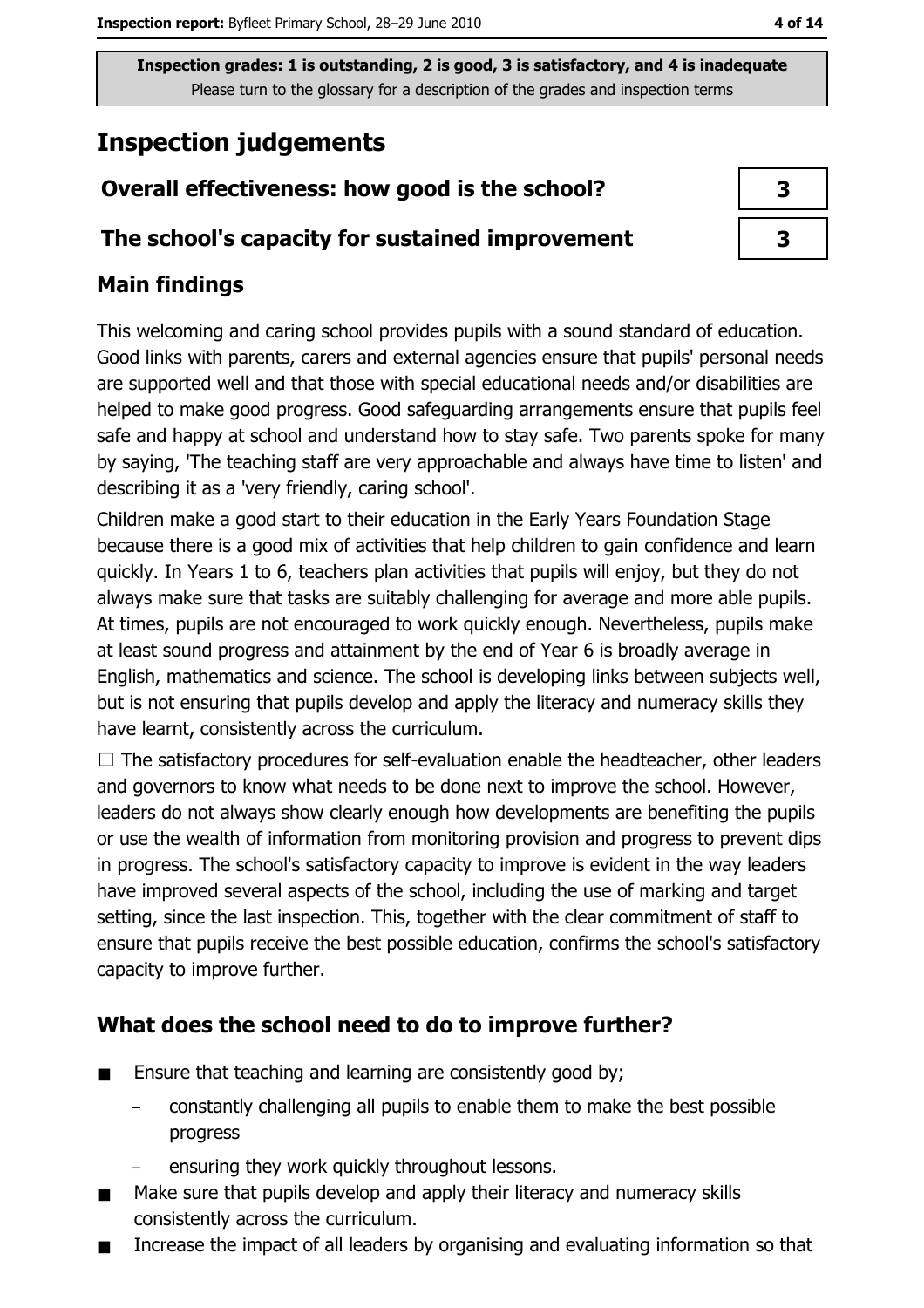Inspection grades: 1 is outstanding, 2 is good, 3 is satisfactory, and 4 is inadequate
Please turn to the glossary for a description of the grades and inspection terms

# Inspection judgements

| Overall effectiveness: how good is the school? | 3 |
|---|---|
| The school's capacity for sustained improvement | 3 |

## Main findings

This welcoming and caring school provides pupils with a sound standard of education. Good links with parents, carers and external agencies ensure that pupils' personal needs are supported well and that those with special educational needs and/or disabilities are helped to make good progress. Good safeguarding arrangements ensure that pupils feel safe and happy at school and understand how to stay safe. Two parents spoke for many by saying, 'The teaching staff are very approachable and always have time to listen' and describing it as a 'very friendly, caring school'.

Children make a good start to their education in the Early Years Foundation Stage because there is a good mix of activities that help children to gain confidence and learn quickly. In Years 1 to 6, teachers plan activities that pupils will enjoy, but they do not always make sure that tasks are suitably challenging for average and more able pupils. At times, pupils are not encouraged to work quickly enough. Nevertheless, pupils make at least sound progress and attainment by the end of Year 6 is broadly average in English, mathematics and science. The school is developing links between subjects well, but is not ensuring that pupils develop and apply the literacy and numeracy skills they have learnt, consistently across the curriculum.

☐ The satisfactory procedures for self-evaluation enable the headteacher, other leaders and governors to know what needs to be done next to improve the school. However, leaders do not always show clearly enough how developments are benefiting the pupils or use the wealth of information from monitoring provision and progress to prevent dips in progress. The school's satisfactory capacity to improve is evident in the way leaders have improved several aspects of the school, including the use of marking and target setting, since the last inspection. This, together with the clear commitment of staff to ensure that pupils receive the best possible education, confirms the school's satisfactory capacity to improve further.

## What does the school need to do to improve further?

- Ensure that teaching and learning are consistently good by;
  - constantly challenging all pupils to enable them to make the best possible progress
  - ensuring they work quickly throughout lessons.
- Make sure that pupils develop and apply their literacy and numeracy skills consistently across the curriculum.
- Increase the impact of all leaders by organising and evaluating information so that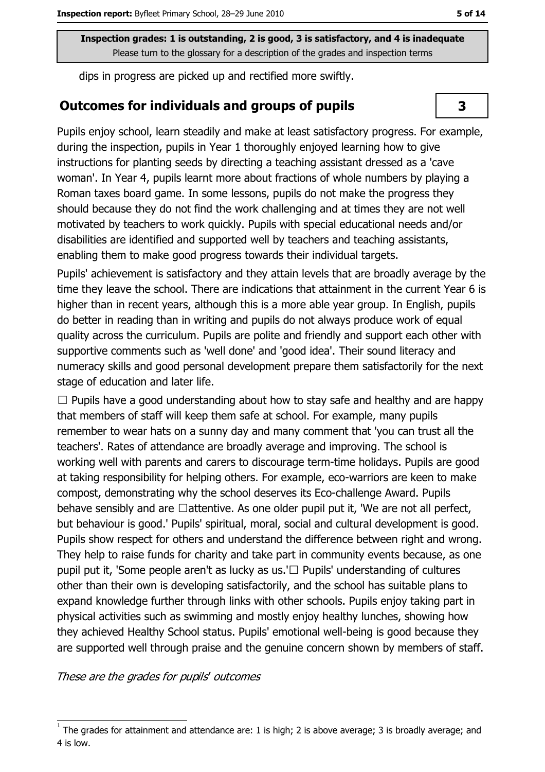dips in progress are picked up and rectified more swiftly.

## Outcomes for individuals and groups of pupils

**3**

Pupils enjoy school, learn steadily and make at least satisfactory progress. For example, during the inspection, pupils in Year 1 thoroughly enjoyed learning how to give instructions for planting seeds by directing a teaching assistant dressed as a 'cave woman'. In Year 4, pupils learnt more about fractions of whole numbers by playing a Roman taxes board game. In some lessons, pupils do not make the progress they should because they do not find the work challenging and at times they are not well motivated by teachers to work quickly. Pupils with special educational needs and/or disabilities are identified and supported well by teachers and teaching assistants, enabling them to make good progress towards their individual targets.

Pupils' achievement is satisfactory and they attain levels that are broadly average by the time they leave the school. There are indications that attainment in the current Year 6 is higher than in recent years, although this is a more able year group. In English, pupils do better in reading than in writing and pupils do not always produce work of equal quality across the curriculum. Pupils are polite and friendly and support each other with supportive comments such as 'well done' and 'good idea'. Their sound literacy and numeracy skills and good personal development prepare them satisfactorily for the next stage of education and later life.

☐ Pupils have a good understanding about how to stay safe and healthy and are happy that members of staff will keep them safe at school. For example, many pupils remember to wear hats on a sunny day and many comment that 'you can trust all the teachers'. Rates of attendance are broadly average and improving. The school is working well with parents and carers to discourage term-time holidays. Pupils are good at taking responsibility for helping others. For example, eco-warriors are keen to make compost, demonstrating why the school deserves its Eco-challenge Award. Pupils behave sensibly and are ☐attentive. As one older pupil put it, 'We are not all perfect, but behaviour is good.' Pupils' spiritual, moral, social and cultural development is good. Pupils show respect for others and understand the difference between right and wrong. They help to raise funds for charity and take part in community events because, as one pupil put it, 'Some people aren't as lucky as us.'☐ Pupils' understanding of cultures other than their own is developing satisfactorily, and the school has suitable plans to expand knowledge further through links with other schools. Pupils enjoy taking part in physical activities such as swimming and mostly enjoy healthy lunches, showing how they achieved Healthy School status. Pupils' emotional well-being is good because they are supported well through praise and the genuine concern shown by members of staff.

*These are the grades for pupils' outcomes*

[1] The grades for attainment and attendance are: 1 is high; 2 is above average; 3 is broadly average; and 4 is low.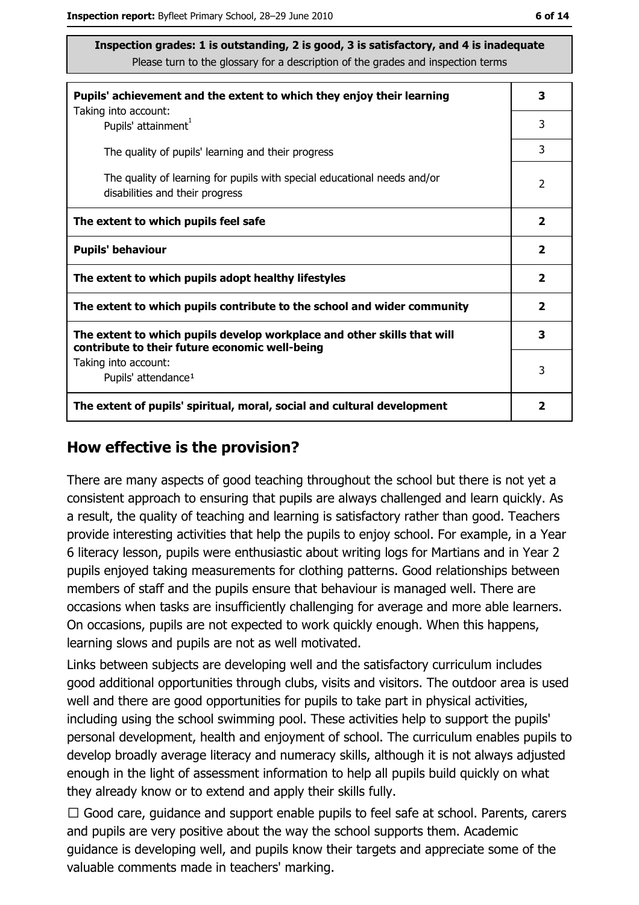**Inspection grades: 1 is outstanding, 2 is good, 3 is satisfactory, and 4 is inadequate**
Please turn to the glossary for a description of the grades and inspection terms

| | |
|---|---|
| **Pupils' achievement and the extent to which they enjoy their learning** | **3** |
| Taking into account: Pupils' attainment[1] | 3 |
| The quality of pupils' learning and their progress | 3 |
| The quality of learning for pupils with special educational needs and/or disabilities and their progress | 2 |
| **The extent to which pupils feel safe** | **2** |
| **Pupils' behaviour** | **2** |
| **The extent to which pupils adopt healthy lifestyles** | **2** |
| **The extent to which pupils contribute to the school and wider community** | **2** |
| **The extent to which pupils develop workplace and other skills that will contribute to their future economic well-being** | **3** |
| Taking into account: Pupils' attendance[1] | 3 |
| **The extent of pupils' spiritual, moral, social and cultural development** | **2** |

## How effective is the provision?

There are many aspects of good teaching throughout the school but there is not yet a consistent approach to ensuring that pupils are always challenged and learn quickly. As a result, the quality of teaching and learning is satisfactory rather than good. Teachers provide interesting activities that help the pupils to enjoy school. For example, in a Year 6 literacy lesson, pupils were enthusiastic about writing logs for Martians and in Year 2 pupils enjoyed taking measurements for clothing patterns. Good relationships between members of staff and the pupils ensure that behaviour is managed well. There are occasions when tasks are insufficiently challenging for average and more able learners. On occasions, pupils are not expected to work quickly enough. When this happens, learning slows and pupils are not as well motivated.

Links between subjects are developing well and the satisfactory curriculum includes good additional opportunities through clubs, visits and visitors. The outdoor area is used well and there are good opportunities for pupils to take part in physical activities, including using the school swimming pool. These activities help to support the pupils' personal development, health and enjoyment of school. The curriculum enables pupils to develop broadly average literacy and numeracy skills, although it is not always adjusted enough in the light of assessment information to help all pupils build quickly on what they already know or to extend and apply their skills fully.

☐ Good care, guidance and support enable pupils to feel safe at school. Parents, carers and pupils are very positive about the way the school supports them. Academic guidance is developing well, and pupils know their targets and appreciate some of the valuable comments made in teachers' marking.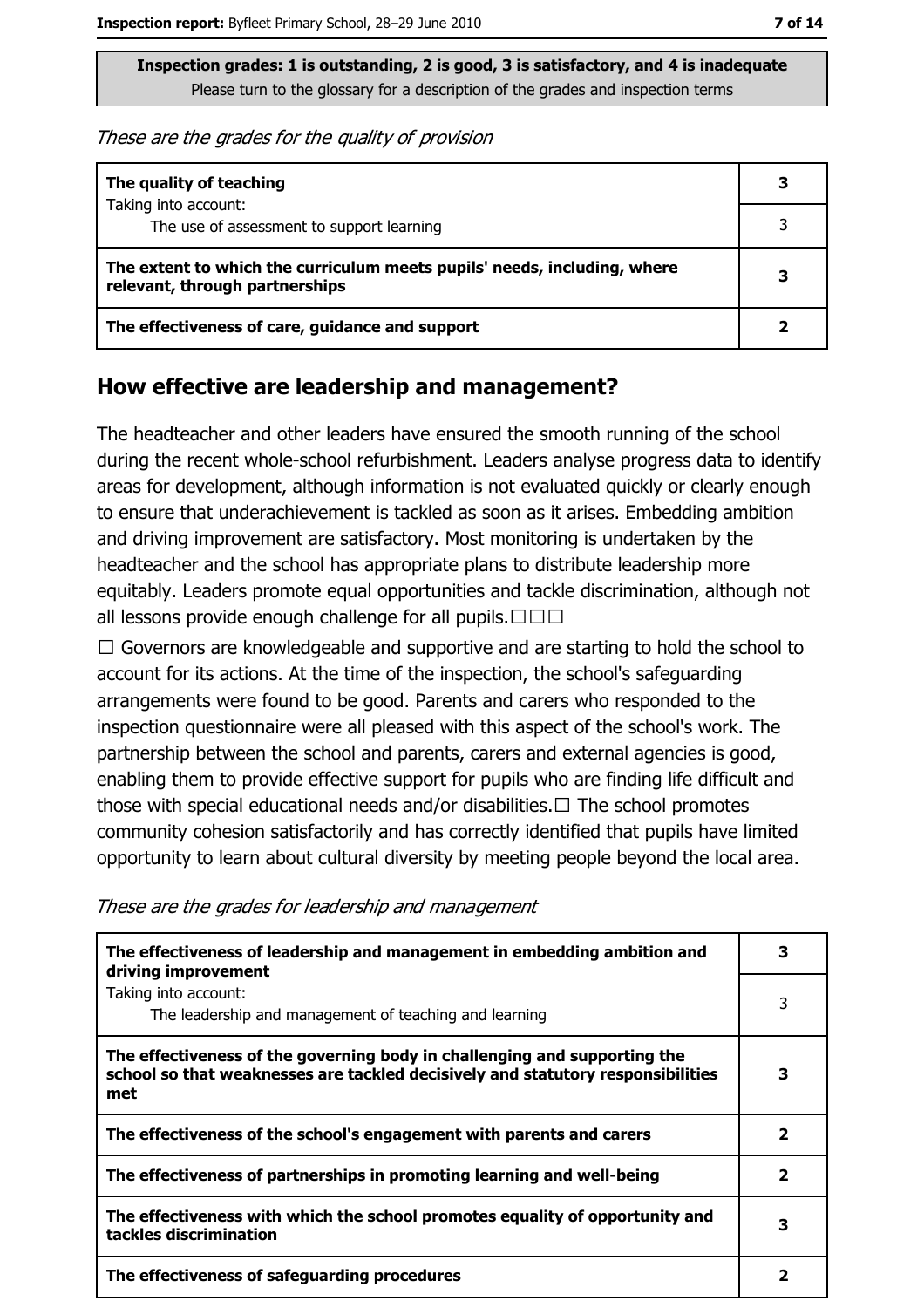Inspection grades: 1 is outstanding, 2 is good, 3 is satisfactory, and 4 is inadequate
Please turn to the glossary for a description of the grades and inspection terms

*These are the grades for the quality of provision*

| | |
|---|---|
| **The quality of teaching** | **3** |
| Taking into account: The use of assessment to support learning | 3 |
| **The extent to which the curriculum meets pupils' needs, including, where relevant, through partnerships** | **3** |
| **The effectiveness of care, guidance and support** | **2** |

## How effective are leadership and management?

The headteacher and other leaders have ensured the smooth running of the school during the recent whole-school refurbishment. Leaders analyse progress data to identify areas for development, although information is not evaluated quickly or clearly enough to ensure that underachievement is tackled as soon as it arises. Embedding ambition and driving improvement are satisfactory. Most monitoring is undertaken by the headteacher and the school has appropriate plans to distribute leadership more equitably. Leaders promote equal opportunities and tackle discrimination, although not all lessons provide enough challenge for all pupils.☐☐☐

☐ Governors are knowledgeable and supportive and are starting to hold the school to account for its actions. At the time of the inspection, the school's safeguarding arrangements were found to be good. Parents and carers who responded to the inspection questionnaire were all pleased with this aspect of the school's work. The partnership between the school and parents, carers and external agencies is good, enabling them to provide effective support for pupils who are finding life difficult and those with special educational needs and/or disabilities.☐ The school promotes community cohesion satisfactorily and has correctly identified that pupils have limited opportunity to learn about cultural diversity by meeting people beyond the local area.

*These are the grades for leadership and management*

| | |
|---|---|
| **The effectiveness of leadership and management in embedding ambition and driving improvement** | **3** |
| Taking into account: The leadership and management of teaching and learning | 3 |
| **The effectiveness of the governing body in challenging and supporting the school so that weaknesses are tackled decisively and statutory responsibilities met** | **3** |
| **The effectiveness of the school's engagement with parents and carers** | **2** |
| **The effectiveness of partnerships in promoting learning and well-being** | **2** |
| **The effectiveness with which the school promotes equality of opportunity and tackles discrimination** | **3** |
| **The effectiveness of safeguarding procedures** | **2** |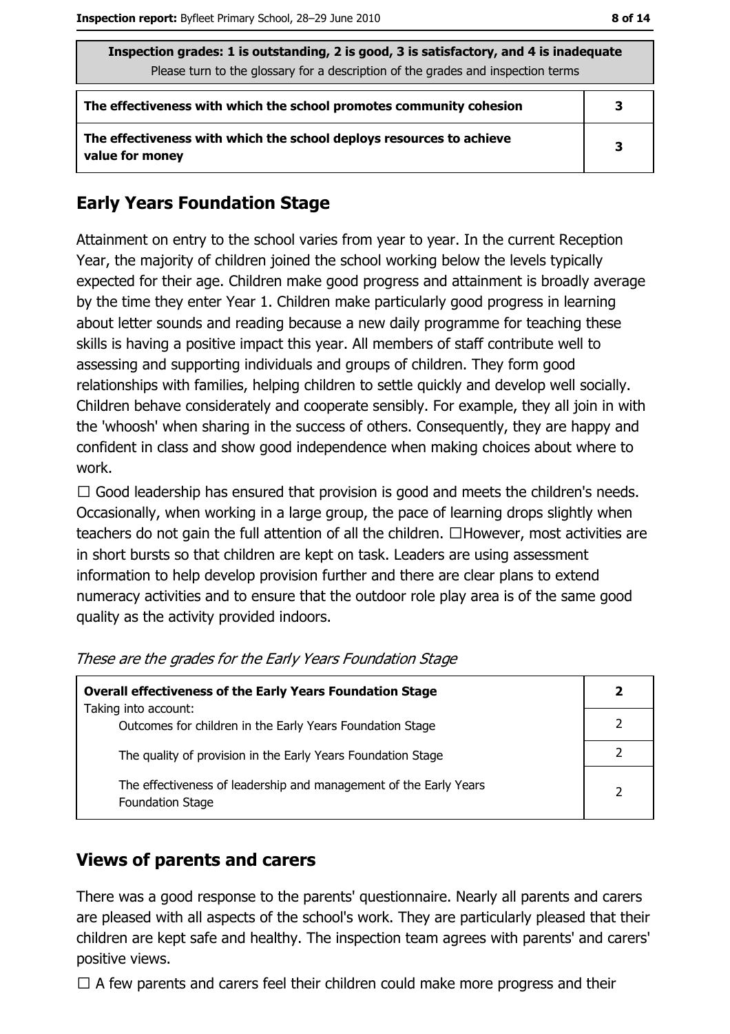| Inspection grades: 1 is outstanding, 2 is good, 3 is satisfactory, and 4 is inadequate<br>Please turn to the glossary for a description of the grades and inspection terms | |
|---|---|
| The effectiveness with which the school promotes community cohesion | 3 |
| The effectiveness with which the school deploys resources to achieve value for money | 3 |

## Early Years Foundation Stage

Attainment on entry to the school varies from year to year. In the current Reception Year, the majority of children joined the school working below the levels typically expected for their age. Children make good progress and attainment is broadly average by the time they enter Year 1. Children make particularly good progress in learning about letter sounds and reading because a new daily programme for teaching these skills is having a positive impact this year. All members of staff contribute well to assessing and supporting individuals and groups of children. They form good relationships with families, helping children to settle quickly and develop well socially. Children behave considerately and cooperate sensibly. For example, they all join in with the 'whoosh' when sharing in the success of others. Consequently, they are happy and confident in class and show good independence when making choices about where to work.

☐ Good leadership has ensured that provision is good and meets the children's needs. Occasionally, when working in a large group, the pace of learning drops slightly when teachers do not gain the full attention of all the children. ☐However, most activities are in short bursts so that children are kept on task. Leaders are using assessment information to help develop provision further and there are clear plans to extend numeracy activities and to ensure that the outdoor role play area is of the same good quality as the activity provided indoors.

*These are the grades for the Early Years Foundation Stage*

| **Overall effectiveness of the Early Years Foundation Stage**<br>Taking into account: | **2** |
|---|---|
| Outcomes for children in the Early Years Foundation Stage | 2 |
| The quality of provision in the Early Years Foundation Stage | 2 |
| The effectiveness of leadership and management of the Early Years Foundation Stage | 2 |

## Views of parents and carers

There was a good response to the parents' questionnaire. Nearly all parents and carers are pleased with all aspects of the school's work. They are particularly pleased that their children are kept safe and healthy. The inspection team agrees with parents' and carers' positive views.

☐ A few parents and carers feel their children could make more progress and their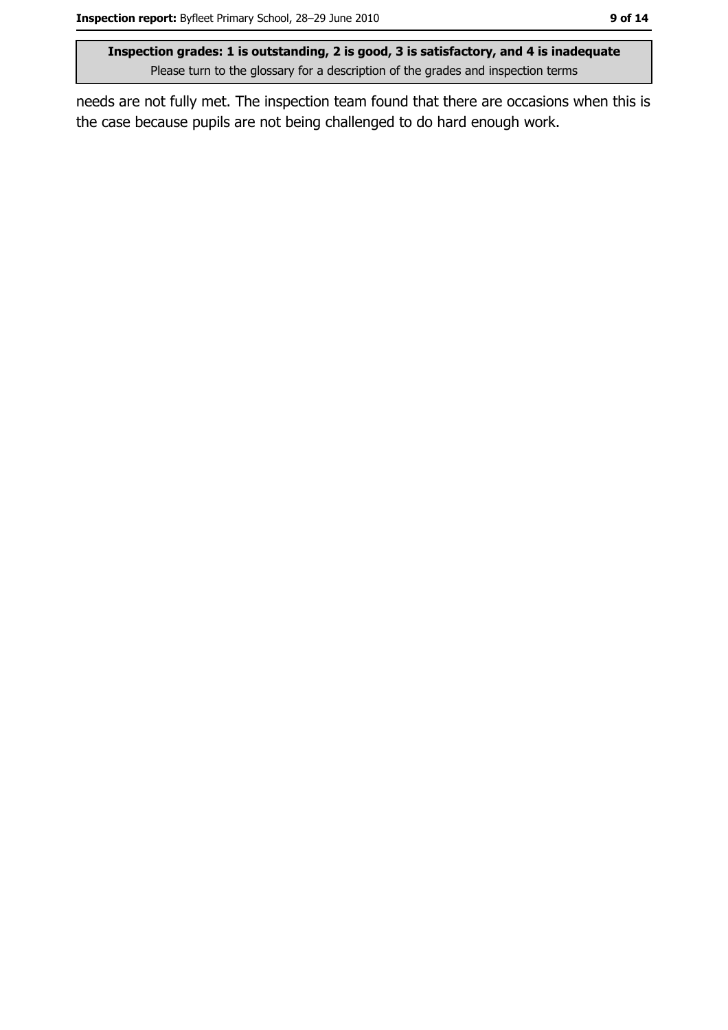needs are not fully met. The inspection team found that there are occasions when this is the case because pupils are not being challenged to do hard enough work.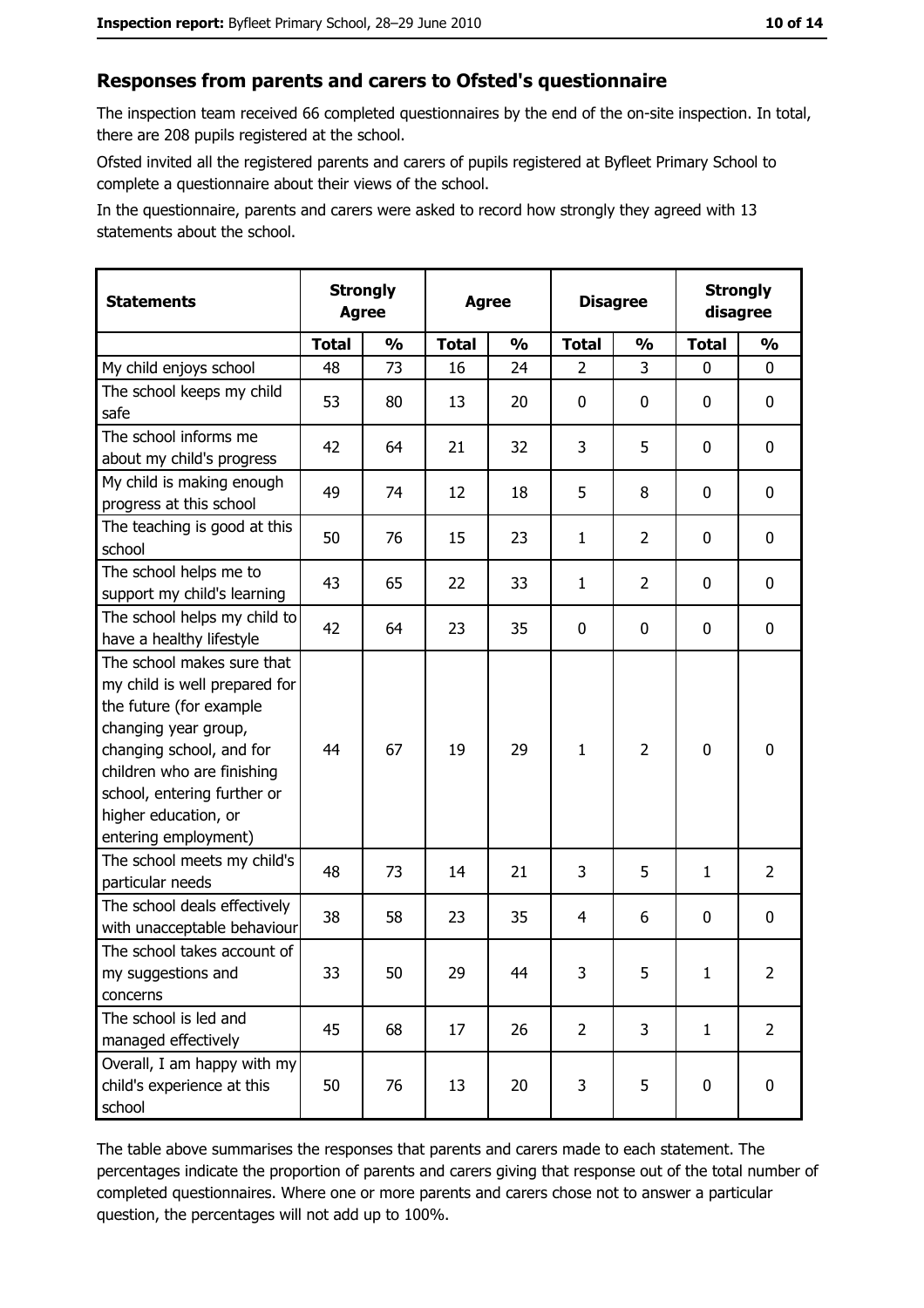## Responses from parents and carers to Ofsted's questionnaire

The inspection team received 66 completed questionnaires by the end of the on-site inspection. In total, there are 208 pupils registered at the school.

Ofsted invited all the registered parents and carers of pupils registered at Byfleet Primary School to complete a questionnaire about their views of the school.

In the questionnaire, parents and carers were asked to record how strongly they agreed with 13 statements about the school.

| Statements | Strongly Agree | | Agree | | Disagree | | Strongly disagree | |
|---|---|---|---|---|---|---|---|---|
| | Total | % | Total | % | Total | % | Total | % |
| My child enjoys school | 48 | 73 | 16 | 24 | 2 | 3 | 0 | 0 |
| The school keeps my child safe | 53 | 80 | 13 | 20 | 0 | 0 | 0 | 0 |
| The school informs me about my child's progress | 42 | 64 | 21 | 32 | 3 | 5 | 0 | 0 |
| My child is making enough progress at this school | 49 | 74 | 12 | 18 | 5 | 8 | 0 | 0 |
| The teaching is good at this school | 50 | 76 | 15 | 23 | 1 | 2 | 0 | 0 |
| The school helps me to support my child's learning | 43 | 65 | 22 | 33 | 1 | 2 | 0 | 0 |
| The school helps my child to have a healthy lifestyle | 42 | 64 | 23 | 35 | 0 | 0 | 0 | 0 |
| The school makes sure that my child is well prepared for the future (for example changing year group, changing school, and for children who are finishing school, entering further or higher education, or entering employment) | 44 | 67 | 19 | 29 | 1 | 2 | 0 | 0 |
| The school meets my child's particular needs | 48 | 73 | 14 | 21 | 3 | 5 | 1 | 2 |
| The school deals effectively with unacceptable behaviour | 38 | 58 | 23 | 35 | 4 | 6 | 0 | 0 |
| The school takes account of my suggestions and concerns | 33 | 50 | 29 | 44 | 3 | 5 | 1 | 2 |
| The school is led and managed effectively | 45 | 68 | 17 | 26 | 2 | 3 | 1 | 2 |
| Overall, I am happy with my child's experience at this school | 50 | 76 | 13 | 20 | 3 | 5 | 0 | 0 |

The table above summarises the responses that parents and carers made to each statement. The percentages indicate the proportion of parents and carers giving that response out of the total number of completed questionnaires. Where one or more parents and carers chose not to answer a particular question, the percentages will not add up to 100%.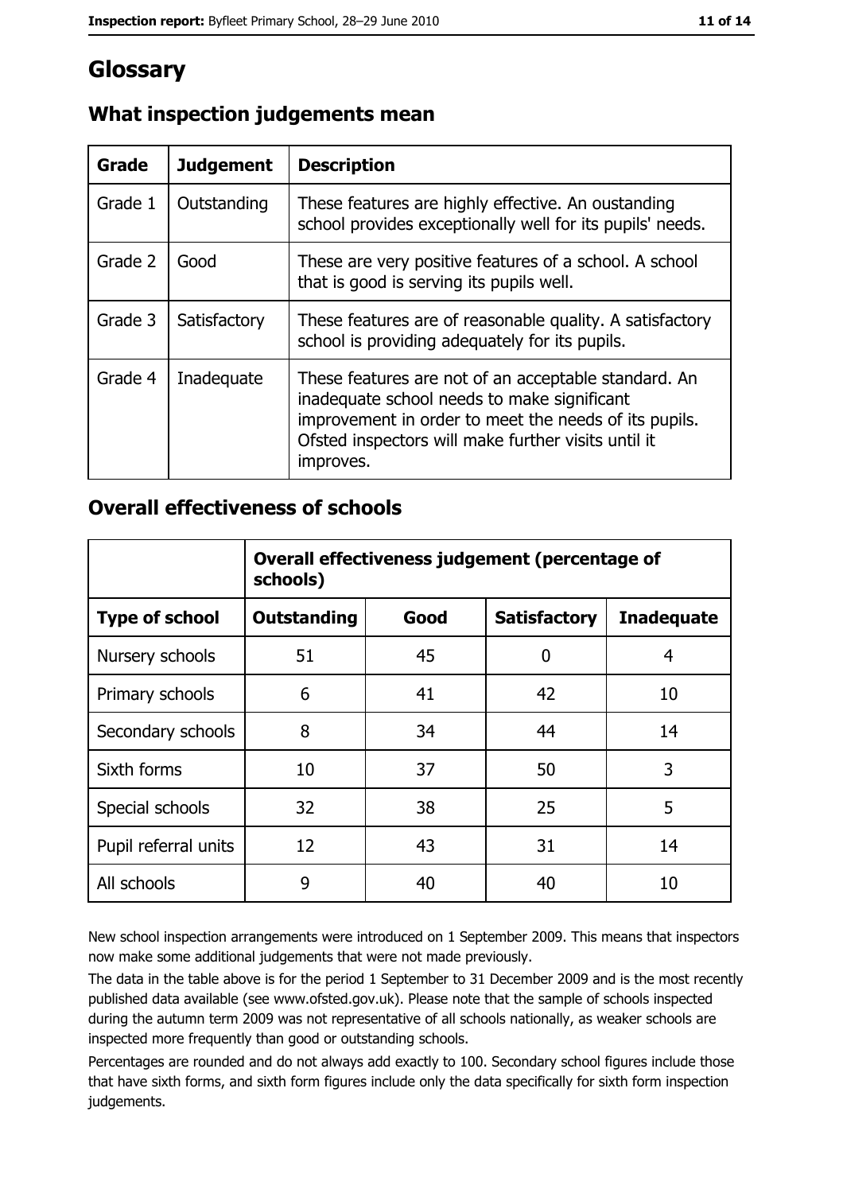# Glossary

## What inspection judgements mean

| Grade | Judgement | Description |
| --- | --- | --- |
| Grade 1 | Outstanding | These features are highly effective. An oustanding school provides exceptionally well for its pupils' needs. |
| Grade 2 | Good | These are very positive features of a school. A school that is good is serving its pupils well. |
| Grade 3 | Satisfactory | These features are of reasonable quality. A satisfactory school is providing adequately for its pupils. |
| Grade 4 | Inadequate | These features are not of an acceptable standard. An inadequate school needs to make significant improvement in order to meet the needs of its pupils. Ofsted inspectors will make further visits until it improves. |

## Overall effectiveness of schools

| | Overall effectiveness judgement (percentage of schools) | | | |
| --- | --- | --- | --- | --- |
| **Type of school** | **Outstanding** | **Good** | **Satisfactory** | **Inadequate** |
| Nursery schools | 51 | 45 | 0 | 4 |
| Primary schools | 6 | 41 | 42 | 10 |
| Secondary schools | 8 | 34 | 44 | 14 |
| Sixth forms | 10 | 37 | 50 | 3 |
| Special schools | 32 | 38 | 25 | 5 |
| Pupil referral units | 12 | 43 | 31 | 14 |
| All schools | 9 | 40 | 40 | 10 |

New school inspection arrangements were introduced on 1 September 2009. This means that inspectors now make some additional judgements that were not made previously.

The data in the table above is for the period 1 September to 31 December 2009 and is the most recently published data available (see www.ofsted.gov.uk). Please note that the sample of schools inspected during the autumn term 2009 was not representative of all schools nationally, as weaker schools are inspected more frequently than good or outstanding schools.

Percentages are rounded and do not always add exactly to 100. Secondary school figures include those that have sixth forms, and sixth form figures include only the data specifically for sixth form inspection judgements.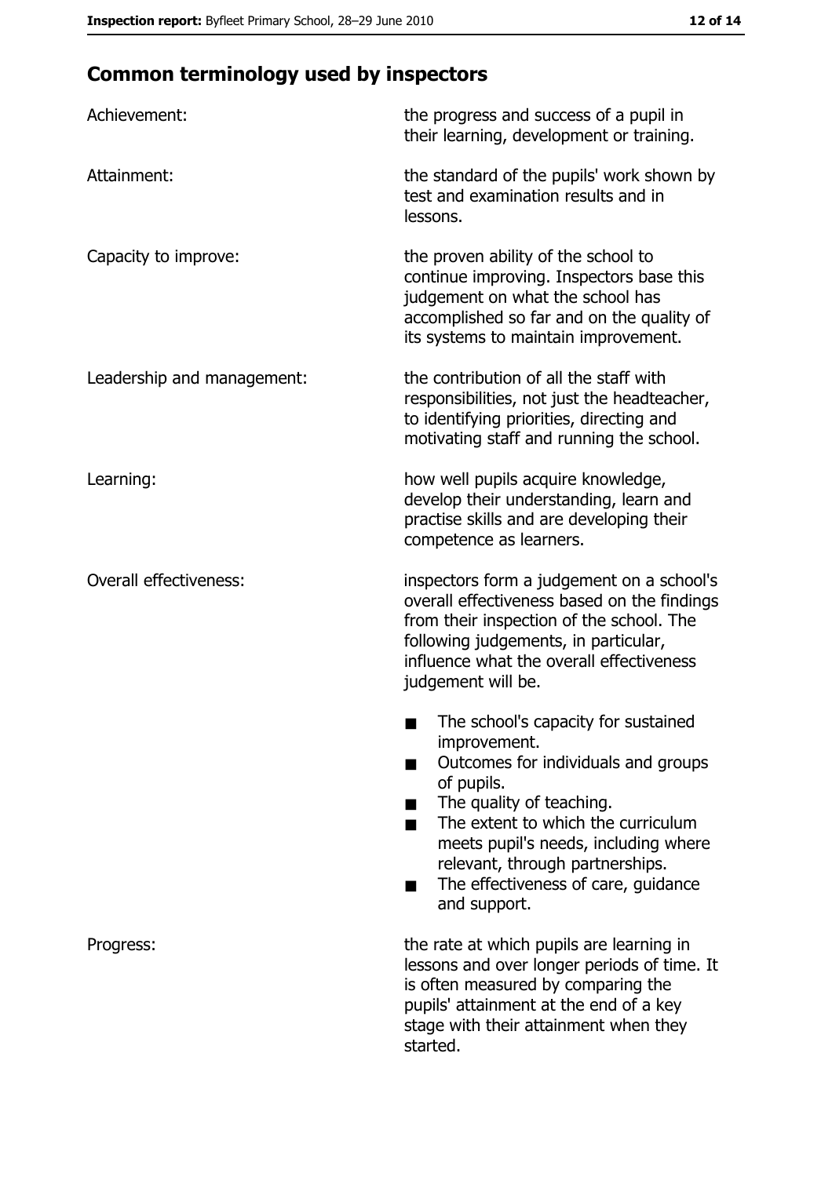## Common terminology used by inspectors

| | |
|---|---|
| Achievement: | the progress and success of a pupil in their learning, development or training. |
| Attainment: | the standard of the pupils' work shown by test and examination results and in lessons. |
| Capacity to improve: | the proven ability of the school to continue improving. Inspectors base this judgement on what the school has accomplished so far and on the quality of its systems to maintain improvement. |
| Leadership and management: | the contribution of all the staff with responsibilities, not just the headteacher, to identifying priorities, directing and motivating staff and running the school. |
| Learning: | how well pupils acquire knowledge, develop their understanding, learn and practise skills and are developing their competence as learners. |
| Overall effectiveness: | inspectors form a judgement on a school's overall effectiveness based on the findings from their inspection of the school. The following judgements, in particular, influence what the overall effectiveness judgement will be.<br>■ The school's capacity for sustained improvement.<br>■ Outcomes for individuals and groups of pupils.<br>■ The quality of teaching.<br>■ The extent to which the curriculum meets pupil's needs, including where relevant, through partnerships.<br>■ The effectiveness of care, guidance and support. |
| Progress: | the rate at which pupils are learning in lessons and over longer periods of time. It is often measured by comparing the pupils' attainment at the end of a key stage with their attainment when they started. |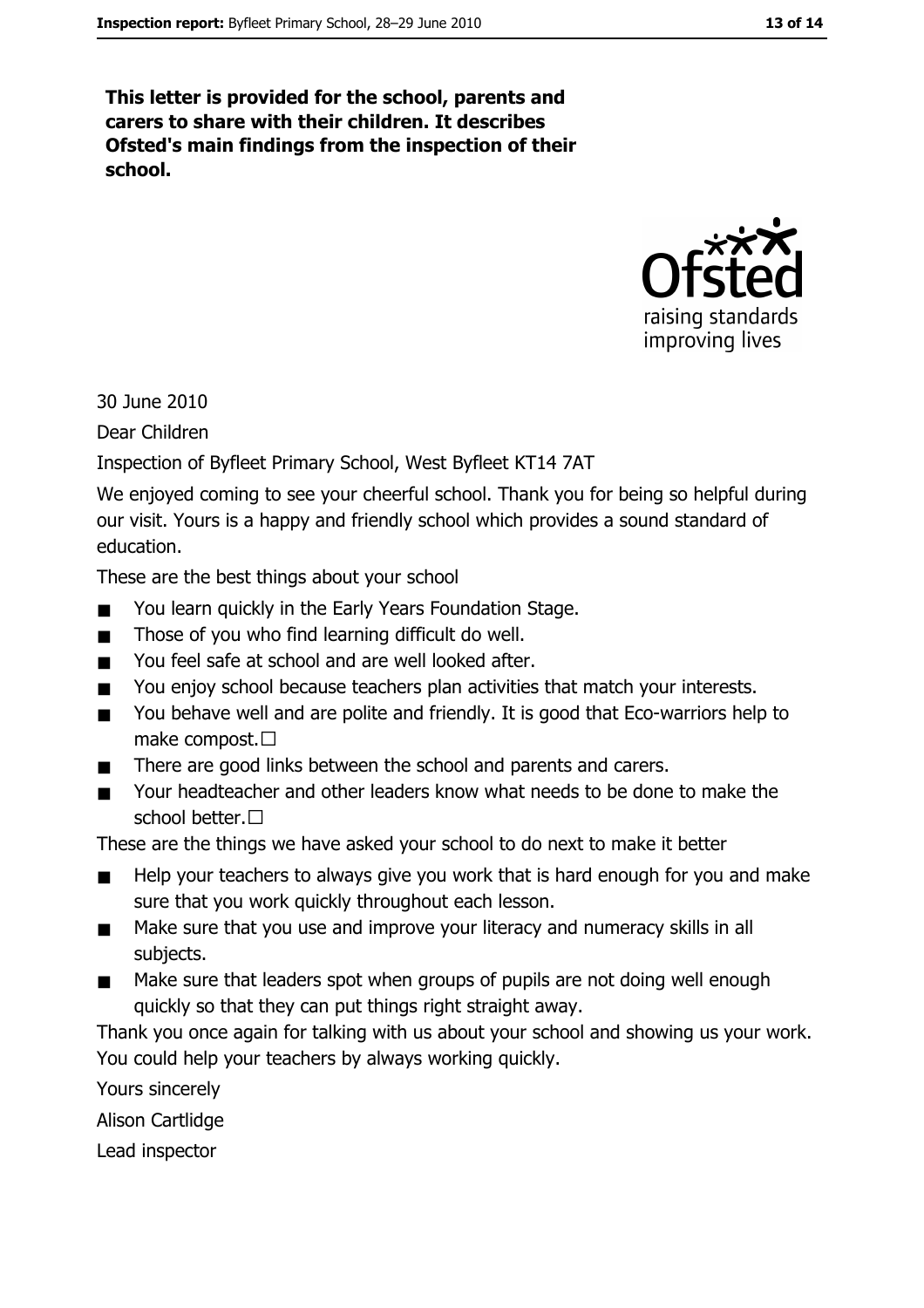**This letter is provided for the school, parents and carers to share with their children. It describes Ofsted's main findings from the inspection of their school.**

30 June 2010

Dear Children

Inspection of Byfleet Primary School, West Byfleet KT14 7AT

We enjoyed coming to see your cheerful school. Thank you for being so helpful during our visit. Yours is a happy and friendly school which provides a sound standard of education.

These are the best things about your school

- You learn quickly in the Early Years Foundation Stage.
- Those of you who find learning difficult do well.
- You feel safe at school and are well looked after.
- You enjoy school because teachers plan activities that match your interests.
- You behave well and are polite and friendly. It is good that Eco-warriors help to make compost.
- There are good links between the school and parents and carers.
- Your headteacher and other leaders know what needs to be done to make the school better.

These are the things we have asked your school to do next to make it better

- Help your teachers to always give you work that is hard enough for you and make sure that you work quickly throughout each lesson.
- Make sure that you use and improve your literacy and numeracy skills in all subjects.
- Make sure that leaders spot when groups of pupils are not doing well enough quickly so that they can put things right straight away.

Thank you once again for talking with us about your school and showing us your work. You could help your teachers by always working quickly.

Yours sincerely

Alison Cartlidge

Lead inspector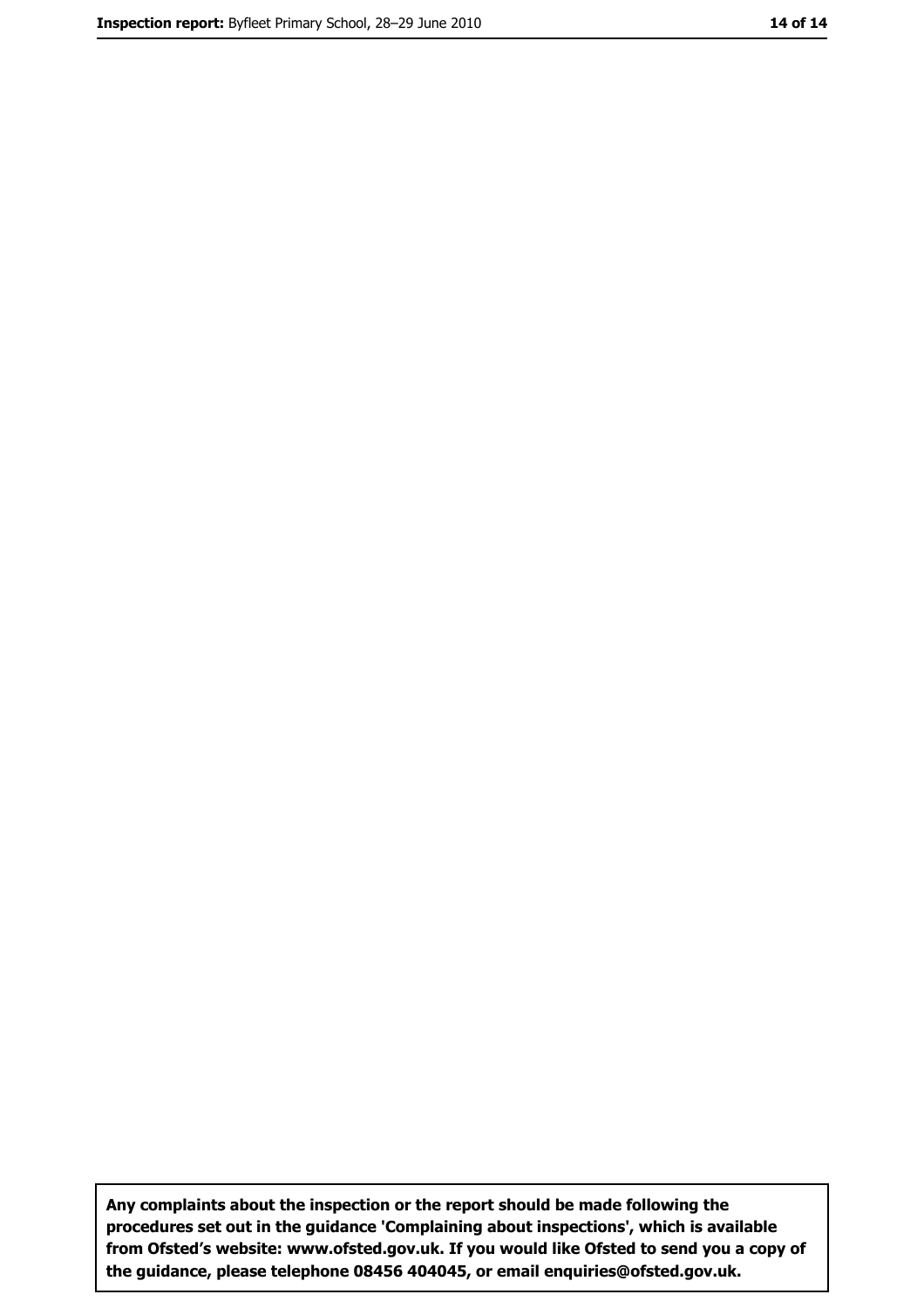**Any complaints about the inspection or the report should be made following the procedures set out in the guidance 'Complaining about inspections', which is available from Ofsted's website: www.ofsted.gov.uk. If you would like Ofsted to send you a copy of the guidance, please telephone 08456 404045, or email enquiries@ofsted.gov.uk.**